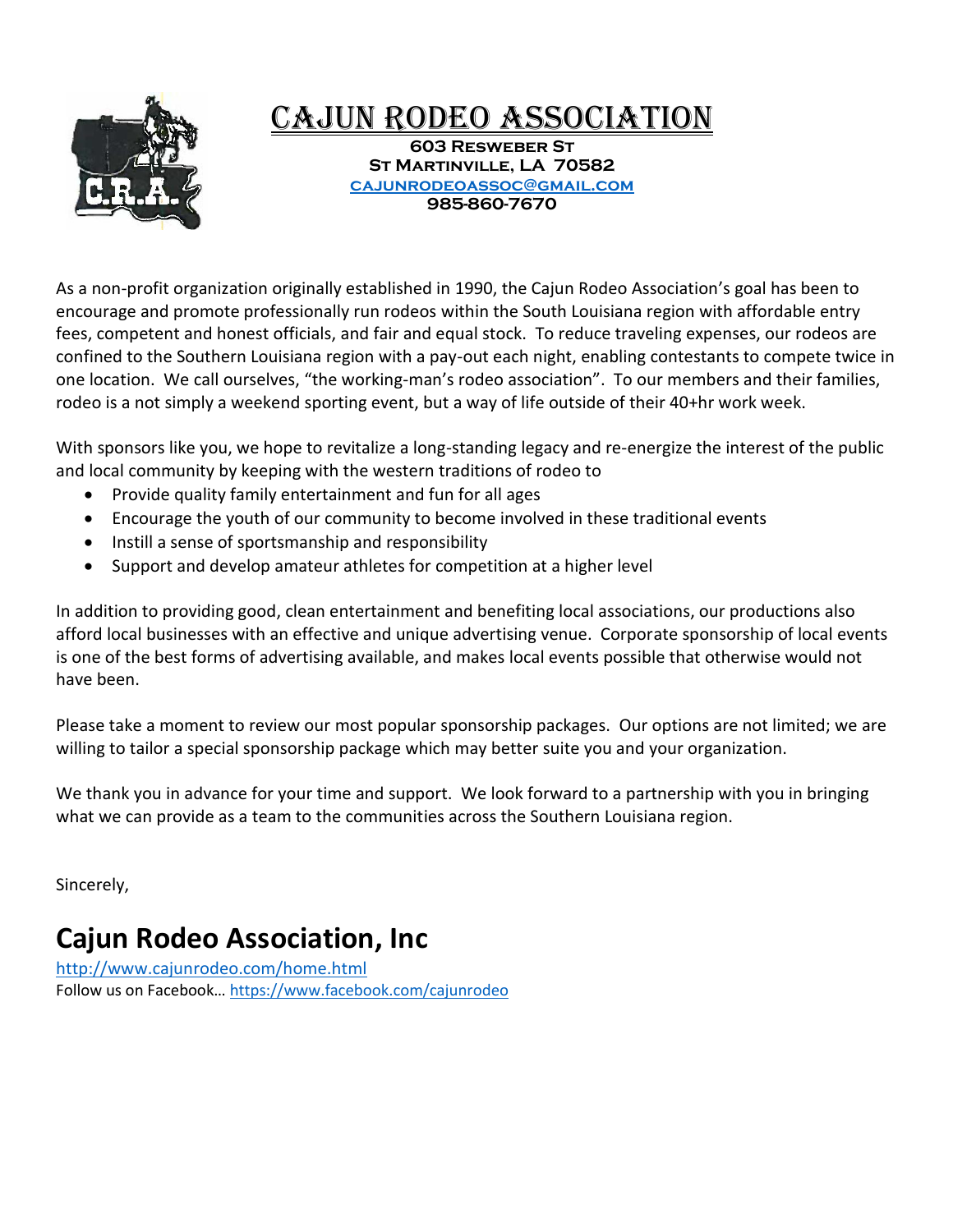# Cajun Rodeo Association

**603 Resweber St**
**St Martinville, LA 70582**
**cajunrodeoassoc@gmail.com**
**985-860-7670**

As a non-profit organization originally established in 1990, the Cajun Rodeo Association's goal has been to encourage and promote professionally run rodeos within the South Louisiana region with affordable entry fees, competent and honest officials, and fair and equal stock. To reduce traveling expenses, our rodeos are confined to the Southern Louisiana region with a pay-out each night, enabling contestants to compete twice in one location. We call ourselves, "the working-man's rodeo association". To our members and their families, rodeo is a not simply a weekend sporting event, but a way of life outside of their 40+hr work week.

With sponsors like you, we hope to revitalize a long-standing legacy and re-energize the interest of the public and local community by keeping with the western traditions of rodeo to

- Provide quality family entertainment and fun for all ages
- Encourage the youth of our community to become involved in these traditional events
- Instill a sense of sportsmanship and responsibility
- Support and develop amateur athletes for competition at a higher level

In addition to providing good, clean entertainment and benefiting local associations, our productions also afford local businesses with an effective and unique advertising venue. Corporate sponsorship of local events is one of the best forms of advertising available, and makes local events possible that otherwise would not have been.

Please take a moment to review our most popular sponsorship packages. Our options are not limited; we are willing to tailor a special sponsorship package which may better suite you and your organization.

We thank you in advance for your time and support. We look forward to a partnership with you in bringing what we can provide as a team to the communities across the Southern Louisiana region.

Sincerely,

## Cajun Rodeo Association, Inc

http://www.cajunrodeo.com/home.html
Follow us on Facebook… https://www.facebook.com/cajunrodeo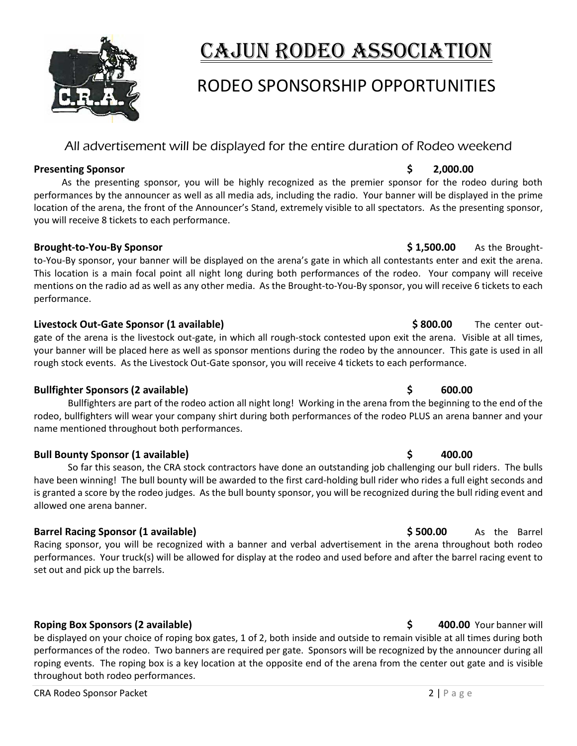# Cajun Rodeo Association

## RODEO SPONSORSHIP OPPORTUNITIES

*All advertisement will be displayed for the entire duration of Rodeo weekend*

**Presenting Sponsor** **$ 2,000.00**

As the presenting sponsor, you will be highly recognized as the premier sponsor for the rodeo during both performances by the announcer as well as all media ads, including the radio. Your banner will be displayed in the prime location of the arena, the front of the Announcer's Stand, extremely visible to all spectators. As the presenting sponsor, you will receive 8 tickets to each performance.

**Brought-to-You-By Sponsor** **$ 1,500.00** As the Brought-to-You-By sponsor, your banner will be displayed on the arena's gate in which all contestants enter and exit the arena. This location is a main focal point all night long during both performances of the rodeo. Your company will receive mentions on the radio ad as well as any other media. As the Brought-to-You-By sponsor, you will receive 6 tickets to each performance.

**Livestock Out-Gate Sponsor (1 available)** **$ 800.00** The center out-gate of the arena is the livestock out-gate, in which all rough-stock contested upon exit the arena. Visible at all times, your banner will be placed here as well as sponsor mentions during the rodeo by the announcer. This gate is used in all rough stock events. As the Livestock Out-Gate sponsor, you will receive 4 tickets to each performance.

**Bullfighter Sponsors (2 available)** **$ 600.00**

Bullfighters are part of the rodeo action all night long! Working in the arena from the beginning to the end of the rodeo, bullfighters will wear your company shirt during both performances of the rodeo PLUS an arena banner and your name mentioned throughout both performances.

**Bull Bounty Sponsor (1 available)** **$ 400.00**

So far this season, the CRA stock contractors have done an outstanding job challenging our bull riders. The bulls have been winning! The bull bounty will be awarded to the first card-holding bull rider who rides a full eight seconds and is granted a score by the rodeo judges. As the bull bounty sponsor, you will be recognized during the bull riding event and allowed one arena banner.

**Barrel Racing Sponsor (1 available)** **$ 500.00** As the Barrel Racing sponsor, you will be recognized with a banner and verbal advertisement in the arena throughout both rodeo performances. Your truck(s) will be allowed for display at the rodeo and used before and after the barrel racing event to set out and pick up the barrels.

**Roping Box Sponsors (2 available)** **$ 400.00** Your banner will be displayed on your choice of roping box gates, 1 of 2, both inside and outside to remain visible at all times during both performances of the rodeo. Two banners are required per gate. Sponsors will be recognized by the announcer during all roping events. The roping box is a key location at the opposite end of the arena from the center out gate and is visible throughout both rodeo performances.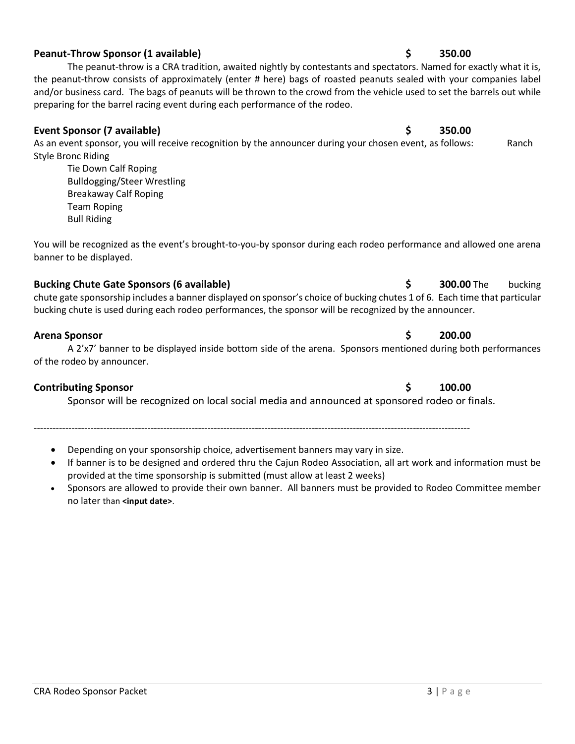**Peanut-Throw Sponsor (1 available)** **$ 350.00**

The peanut-throw is a CRA tradition, awaited nightly by contestants and spectators. Named for exactly what it is, the peanut-throw consists of approximately (enter # here) bags of roasted peanuts sealed with your companies label and/or business card. The bags of peanuts will be thrown to the crowd from the vehicle used to set the barrels out while preparing for the barrel racing event during each performance of the rodeo.

**Event Sponsor (7 available)** **$ 350.00**

As an event sponsor, you will receive recognition by the announcer during your chosen event, as follows:

- Ranch Style Bronc Riding
- Tie Down Calf Roping
- Bulldogging/Steer Wrestling
- Breakaway Calf Roping
- Team Roping
- Bull Riding

You will be recognized as the event's brought-to-you-by sponsor during each rodeo performance and allowed one arena banner to be displayed.

**Bucking Chute Gate Sponsors (6 available)** **$ 300.00**

The bucking chute gate sponsorship includes a banner displayed on sponsor's choice of bucking chutes 1 of 6. Each time that particular bucking chute is used during each rodeo performances, the sponsor will be recognized by the announcer.

**Arena Sponsor** **$ 200.00**

A 2'x7' banner to be displayed inside bottom side of the arena. Sponsors mentioned during both performances of the rodeo by announcer.

**Contributing Sponsor** **$ 100.00**

Sponsor will be recognized on local social media and announced at sponsored rodeo or finals.

---

- Depending on your sponsorship choice, advertisement banners may vary in size.
- If banner is to be designed and ordered thru the Cajun Rodeo Association, all art work and information must be provided at the time sponsorship is submitted (must allow at least 2 weeks)
- Sponsors are allowed to provide their own banner. All banners must be provided to Rodeo Committee member no later than **<input date>**.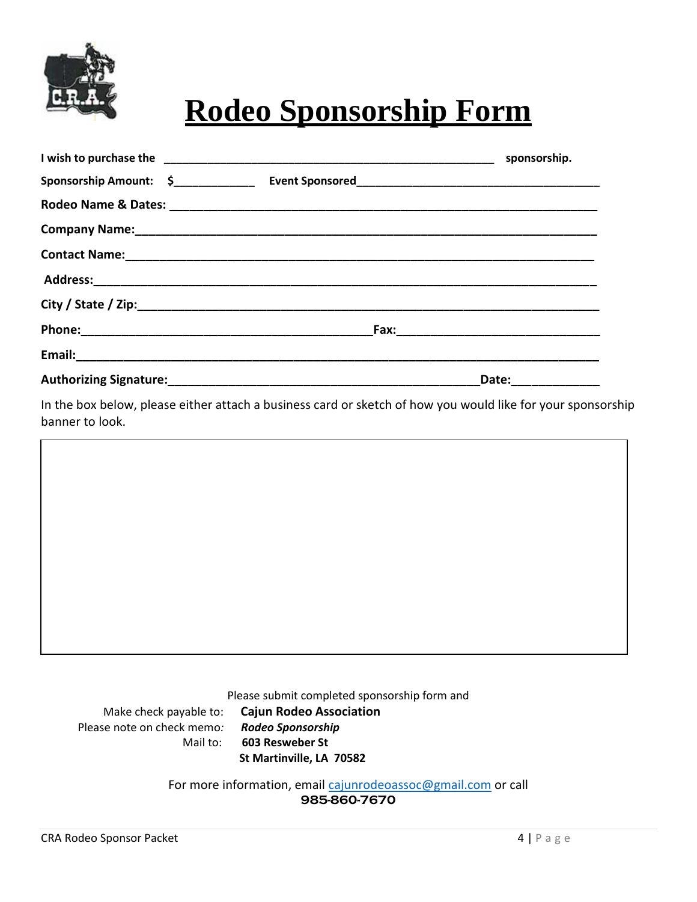# Rodeo Sponsorship Form

**I wish to purchase the ______________________________________________ sponsorship.**

**Sponsorship Amount: $____________ Event Sponsored___________________________________**

**Rodeo Name & Dates: ____________________________________________________________**

**Company Name:_________________________________________________________________**

**Contact Name:__________________________________________________________________**

**Address:______________________________________________________________________**

**City / State / Zip:_______________________________________________________________**

**Phone:__________________________________________Fax:____________________________**

**Email:_________________________________________________________________________**

**Authorizing Signature:____________________________________________Date:____________**

In the box below, please either attach a business card or sketch of how you would like for your sponsorship banner to look.

Please submit completed sponsorship form and

Make check payable to: **Cajun Rodeo Association**

Please note on check memo: ***Rodeo Sponsorship***

Mail to: **603 Resweber St**
**St Martinville, LA 70582**

For more information, email cajunrodeoassoc@gmail.com or call
**985-860-7670**